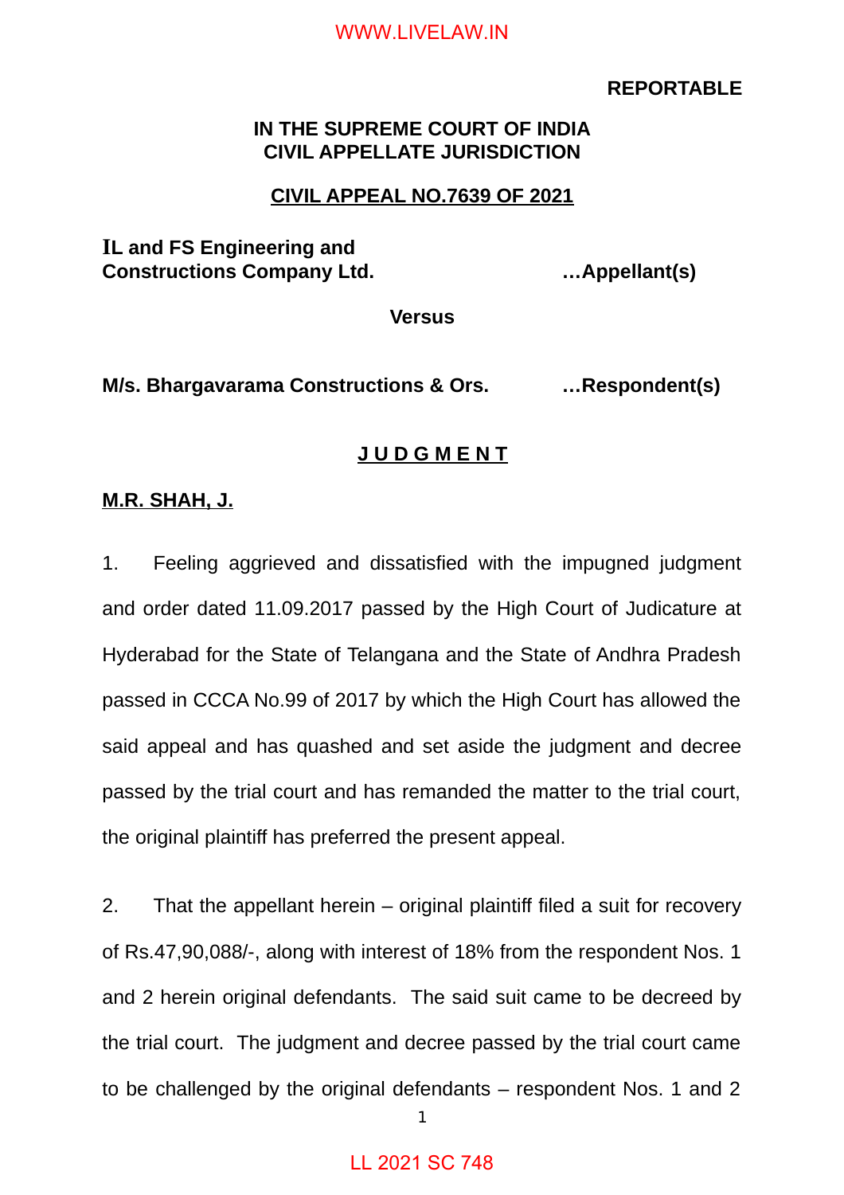**REPORTABLE**

**IN THE SUPREME COURT OF INDIA**
**CIVIL APPELLATE JURISDICTION**

**CIVIL APPEAL NO.7639 OF 2021**

**IL and FS Engineering and Constructions Company Ltd.** …**Appellant(s)**

**Versus**

**M/s. Bhargavarama Constructions & Ors.** …**Respondent(s)**

**J U D G M E N T**

**M.R. SHAH, J.**

1. Feeling aggrieved and dissatisfied with the impugned judgment and order dated 11.09.2017 passed by the High Court of Judicature at Hyderabad for the State of Telangana and the State of Andhra Pradesh passed in CCCA No.99 of 2017 by which the High Court has allowed the said appeal and has quashed and set aside the judgment and decree passed by the trial court and has remanded the matter to the trial court, the original plaintiff has preferred the present appeal.

2. That the appellant herein – original plaintiff filed a suit for recovery of Rs.47,90,088/-, along with interest of 18% from the respondent Nos. 1 and 2 herein original defendants. The said suit came to be decreed by the trial court. The judgment and decree passed by the trial court came to be challenged by the original defendants – respondent Nos. 1 and 2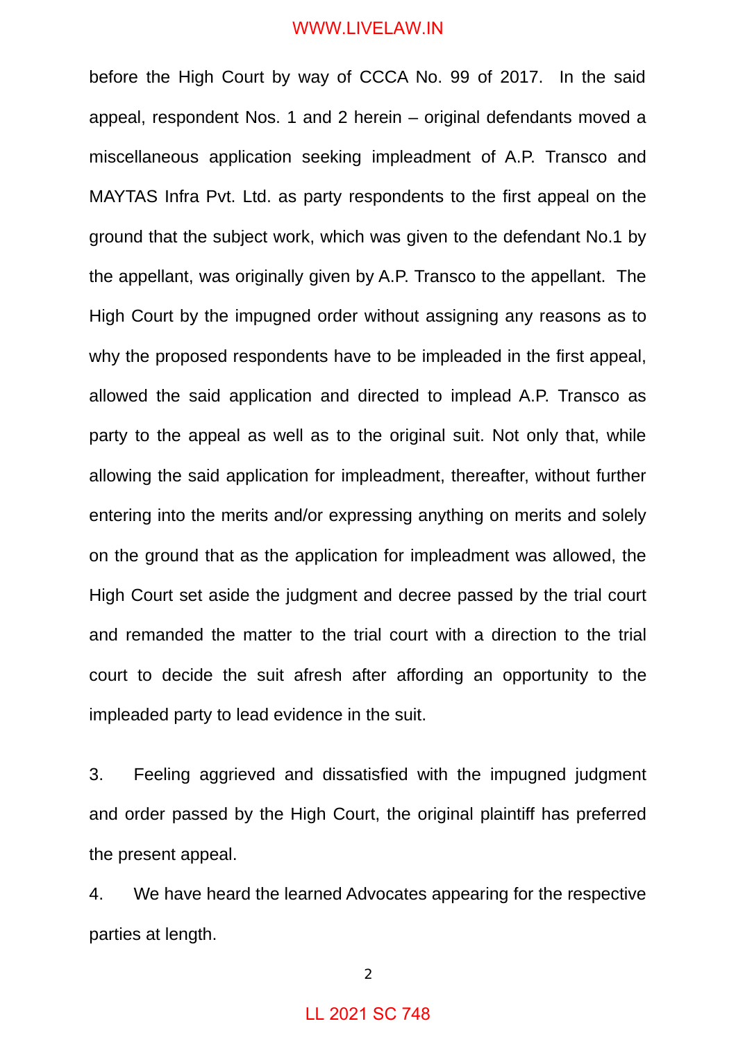before the High Court by way of CCCA No. 99 of 2017. In the said appeal, respondent Nos. 1 and 2 herein – original defendants moved a miscellaneous application seeking impleadment of A.P. Transco and MAYTAS Infra Pvt. Ltd. as party respondents to the first appeal on the ground that the subject work, which was given to the defendant No.1 by the appellant, was originally given by A.P. Transco to the appellant. The High Court by the impugned order without assigning any reasons as to why the proposed respondents have to be impleaded in the first appeal, allowed the said application and directed to implead A.P. Transco as party to the appeal as well as to the original suit. Not only that, while allowing the said application for impleadment, thereafter, without further entering into the merits and/or expressing anything on merits and solely on the ground that as the application for impleadment was allowed, the High Court set aside the judgment and decree passed by the trial court and remanded the matter to the trial court with a direction to the trial court to decide the suit afresh after affording an opportunity to the impleaded party to lead evidence in the suit.

3. Feeling aggrieved and dissatisfied with the impugned judgment and order passed by the High Court, the original plaintiff has preferred the present appeal.

4. We have heard the learned Advocates appearing for the respective parties at length.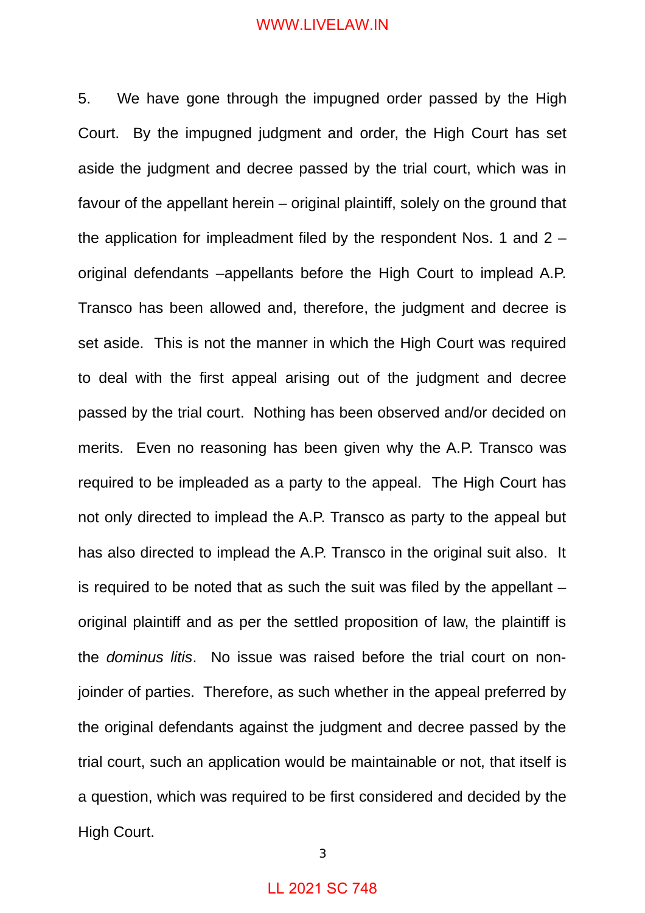5. We have gone through the impugned order passed by the High Court. By the impugned judgment and order, the High Court has set aside the judgment and decree passed by the trial court, which was in favour of the appellant herein – original plaintiff, solely on the ground that the application for impleadment filed by the respondent Nos. 1 and 2 – original defendants –appellants before the High Court to implead A.P. Transco has been allowed and, therefore, the judgment and decree is set aside. This is not the manner in which the High Court was required to deal with the first appeal arising out of the judgment and decree passed by the trial court. Nothing has been observed and/or decided on merits. Even no reasoning has been given why the A.P. Transco was required to be impleaded as a party to the appeal. The High Court has not only directed to implead the A.P. Transco as party to the appeal but has also directed to implead the A.P. Transco in the original suit also. It is required to be noted that as such the suit was filed by the appellant – original plaintiff and as per the settled proposition of law, the plaintiff is the *dominus litis*. No issue was raised before the trial court on non-joinder of parties. Therefore, as such whether in the appeal preferred by the original defendants against the judgment and decree passed by the trial court, such an application would be maintainable or not, that itself is a question, which was required to be first considered and decided by the High Court.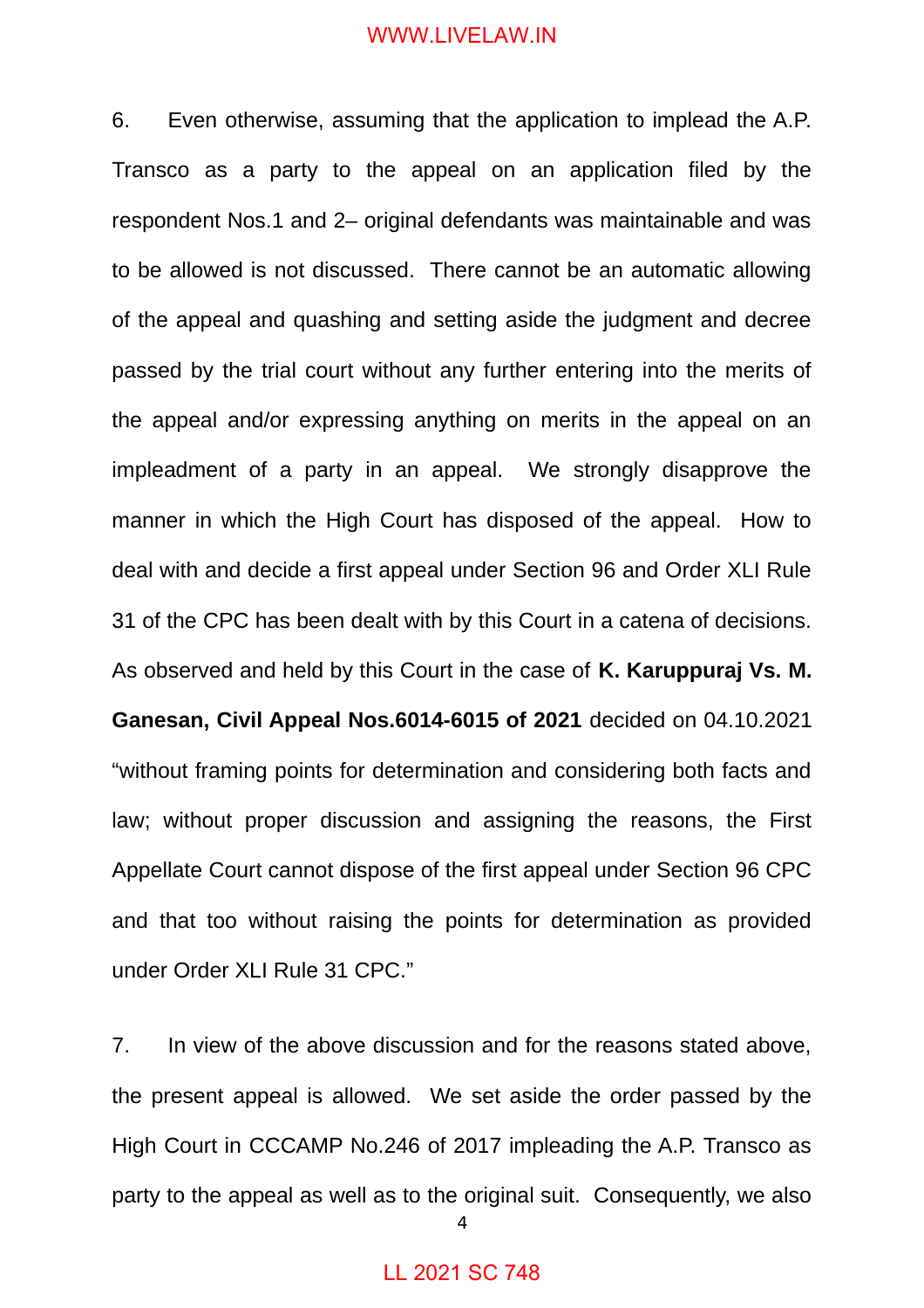6. Even otherwise, assuming that the application to implead the A.P. Transco as a party to the appeal on an application filed by the respondent Nos.1 and 2– original defendants was maintainable and was to be allowed is not discussed. There cannot be an automatic allowing of the appeal and quashing and setting aside the judgment and decree passed by the trial court without any further entering into the merits of the appeal and/or expressing anything on merits in the appeal on an impleadment of a party in an appeal. We strongly disapprove the manner in which the High Court has disposed of the appeal. How to deal with and decide a first appeal under Section 96 and Order XLI Rule 31 of the CPC has been dealt with by this Court in a catena of decisions. As observed and held by this Court in the case of **K. Karuppuraj Vs. M. Ganesan, Civil Appeal Nos.6014-6015 of 2021** decided on 04.10.2021 "without framing points for determination and considering both facts and law; without proper discussion and assigning the reasons, the First Appellate Court cannot dispose of the first appeal under Section 96 CPC and that too without raising the points for determination as provided under Order XLI Rule 31 CPC."

7. In view of the above discussion and for the reasons stated above, the present appeal is allowed. We set aside the order passed by the High Court in CCCAMP No.246 of 2017 impleading the A.P. Transco as party to the appeal as well as to the original suit. Consequently, we also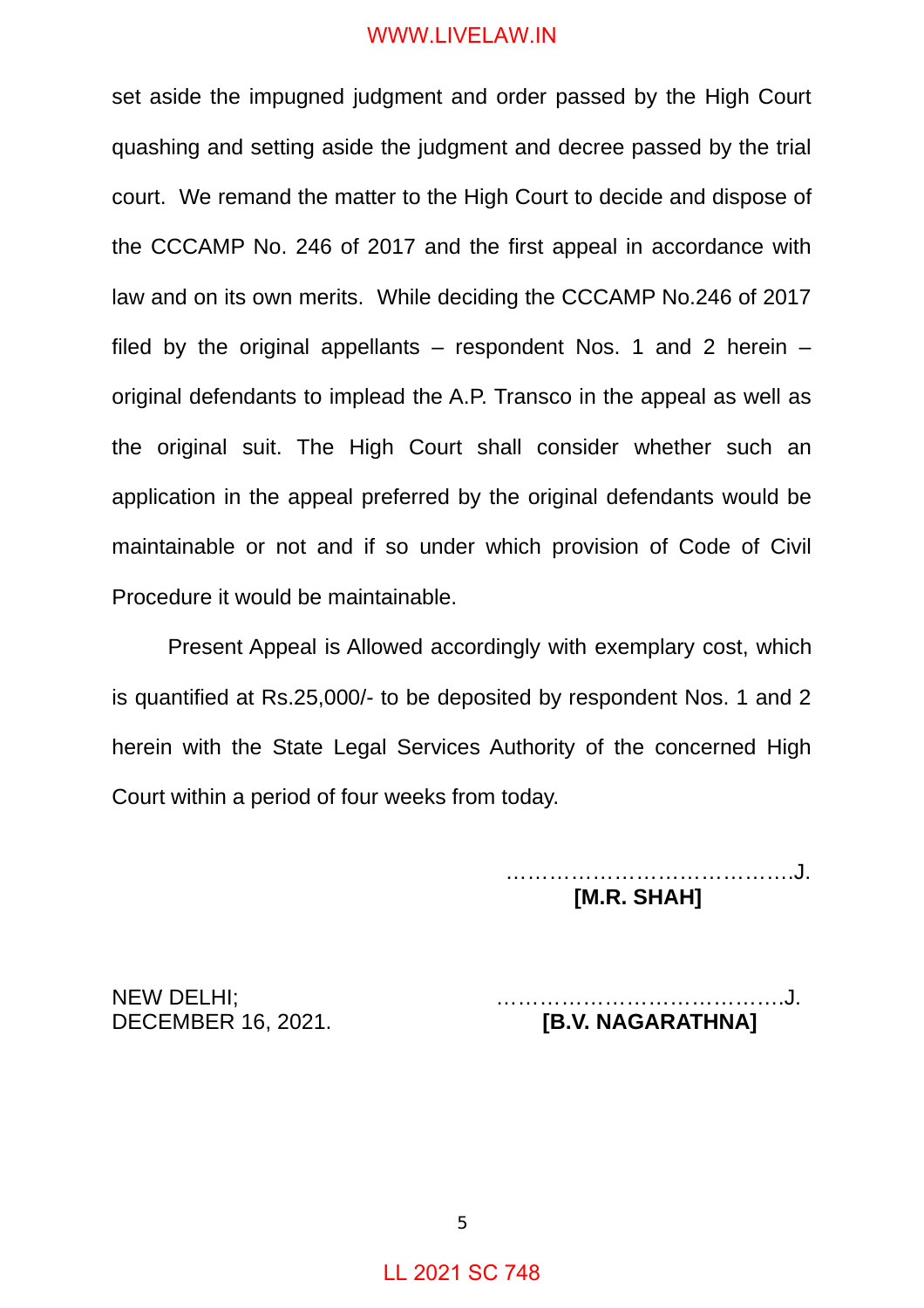set aside the impugned judgment and order passed by the High Court quashing and setting aside the judgment and decree passed by the trial court. We remand the matter to the High Court to decide and dispose of the CCCAMP No. 246 of 2017 and the first appeal in accordance with law and on its own merits. While deciding the CCCAMP No.246 of 2017 filed by the original appellants – respondent Nos. 1 and 2 herein – original defendants to implead the A.P. Transco in the appeal as well as the original suit. The High Court shall consider whether such an application in the appeal preferred by the original defendants would be maintainable or not and if so under which provision of Code of Civil Procedure it would be maintainable.

Present Appeal is Allowed accordingly with exemplary cost, which is quantified at Rs.25,000/- to be deposited by respondent Nos. 1 and 2 herein with the State Legal Services Authority of the concerned High Court within a period of four weeks from today.

…………………………………J.
**[M.R. SHAH]**

NEW DELHI;
DECEMBER 16, 2021.

…………………………………J.
**[B.V. NAGARATHNA]**